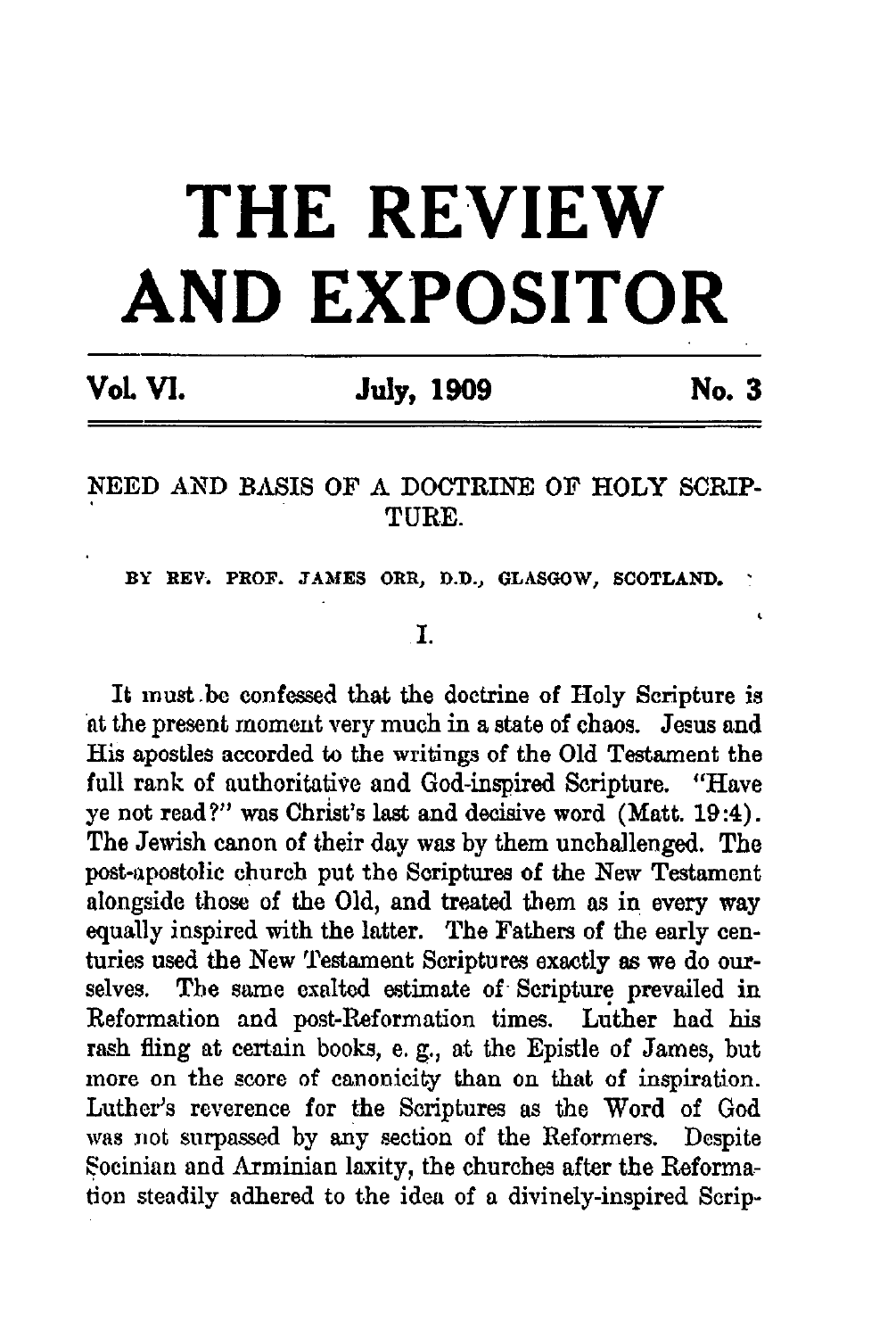# THE REVIEW AND EXPOSITOR

**Vol. VI.** **July, 1909** **No. 3**

## NEED AND BASIS OF A DOCTRINE OF HOLY SCRIPTURE.

BY REV. PROF. JAMES ORR, D.D., GLASGOW, SCOTLAND.

### I.

It must be confessed that the doctrine of Holy Scripture is at the present moment very much in a state of chaos. Jesus and His apostles accorded to the writings of the Old Testament the full rank of authoritative and God-inspired Scripture. "Have ye not read?" was Christ's last and decisive word (Matt. 19:4). The Jewish canon of their day was by them unchallenged. The post-apostolic church put the Scriptures of the New Testament alongside those of the Old, and treated them as in every way equally inspired with the latter. The Fathers of the early centuries used the New Testament Scriptures exactly as we do ourselves. The same exalted estimate of Scripture prevailed in Reformation and post-Reformation times. Luther had his rash fling at certain books, e. g., at the Epistle of James, but more on the score of canonicity than on that of inspiration. Luther's reverence for the Scriptures as the Word of God was not surpassed by any section of the Reformers. Despite Socinian and Arminian laxity, the churches after the Reformation steadily adhered to the idea of a divinely-inspired Scrip-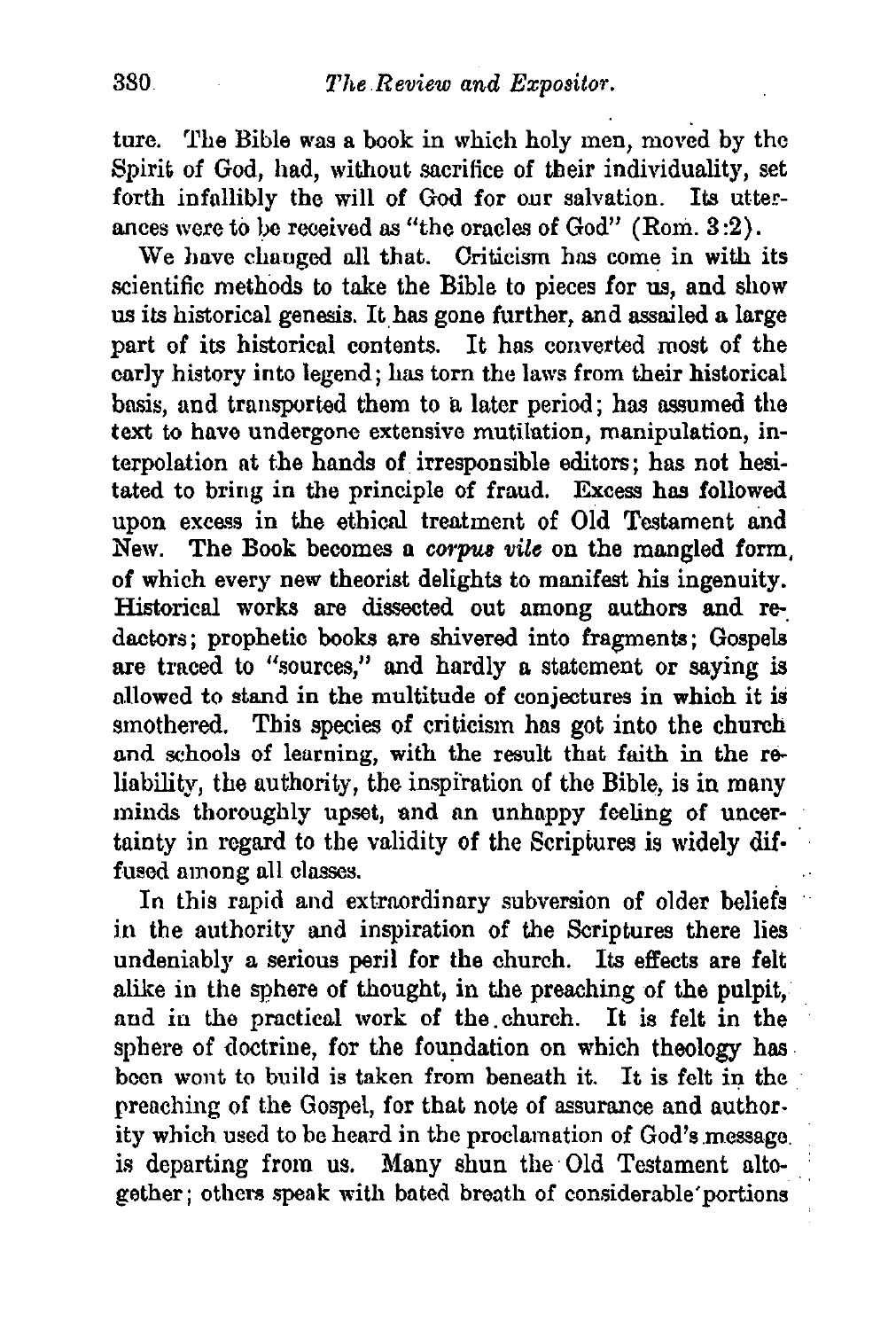ture. The Bible was a book in which holy men, moved by the Spirit of God, had, without sacrifice of their individuality, set forth infallibly the will of God for our salvation. Its utterances were to be received as "the oracles of God" (Rom. 3:2).

We have changed all that. Criticism has come in with its scientific methods to take the Bible to pieces for us, and show us its historical genesis. It has gone further, and assailed a large part of its historical contents. It has converted most of the early history into legend; has torn the laws from their historical basis, and transported them to a later period; has assumed the text to have undergone extensive mutilation, manipulation, interpolation at the hands of irresponsible editors; has not hesitated to bring in the principle of fraud. Excess has followed upon excess in the ethical treatment of Old Testament and New. The Book becomes a *corpus vile* on the mangled form, of which every new theorist delights to manifest his ingenuity. Historical works are dissected out among authors and redactors; prophetic books are shivered into fragments; Gospels are traced to "sources," and hardly a statement or saying is allowed to stand in the multitude of conjectures in which it is smothered. This species of criticism has got into the church and schools of learning, with the result that faith in the reliability, the authority, the inspiration of the Bible, is in many minds thoroughly upset, and an unhappy feeling of uncertainty in regard to the validity of the Scriptures is widely diffused among all classes.

In this rapid and extraordinary subversion of older beliefs in the authority and inspiration of the Scriptures there lies undeniably a serious peril for the church. Its effects are felt alike in the sphere of thought, in the preaching of the pulpit, and in the practical work of the church. It is felt in the sphere of doctrine, for the foundation on which theology has been wont to build is taken from beneath it. It is felt in the preaching of the Gospel, for that note of assurance and authority which used to be heard in the proclamation of God's message is departing from us. Many shun the Old Testament altogether; others speak with bated breath of considerable portions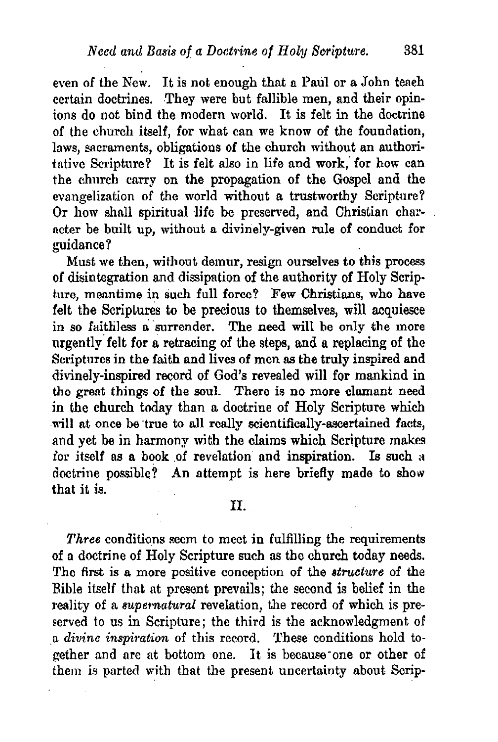even of the New. It is not enough that a Paul or a John teach certain doctrines. They were but fallible men, and their opinions do not bind the modern world. It is felt in the doctrine of the church itself, for what can we know of the foundation, laws, sacraments, obligations of the church without an authoritative Scripture? It is felt also in life and work, for how can the church carry on the propagation of the Gospel and the evangelization of the world without a trustworthy Scripture? Or how shall spiritual life be preserved, and Christian character be built up, without a divinely-given rule of conduct for guidance?

Must we then, without demur, resign ourselves to this process of disintegration and dissipation of the authority of Holy Scripture, meantime in such full force? Few Christians, who have felt the Scriptures to be precious to themselves, will acquiesce in so faithless a surrender. The need will be only the more urgently felt for a retracing of the steps, and a replacing of the Scriptures in the faith and lives of men as the truly inspired and divinely-inspired record of God's revealed will for mankind in the great things of the soul. There is no more clamant need in the church today than a doctrine of Holy Scripture which will at once be true to all really scientifically-ascertained facts, and yet be in harmony with the claims which Scripture makes for itself as a book of revelation and inspiration. Is such a doctrine possible? An attempt is here briefly made to show that it is.

## II.

*Three* conditions seem to meet in fulfilling the requirements of a doctrine of Holy Scripture such as the church today needs. The first is a more positive conception of the *structure* of the Bible itself that at present prevails; the second is belief in the reality of a *supernatural* revelation, the record of which is preserved to us in Scripture; the third is the acknowledgment of a *divine inspiration* of this record. These conditions hold together and are at bottom one. It is because one or other of them is parted with that the present uncertainty about Scrip-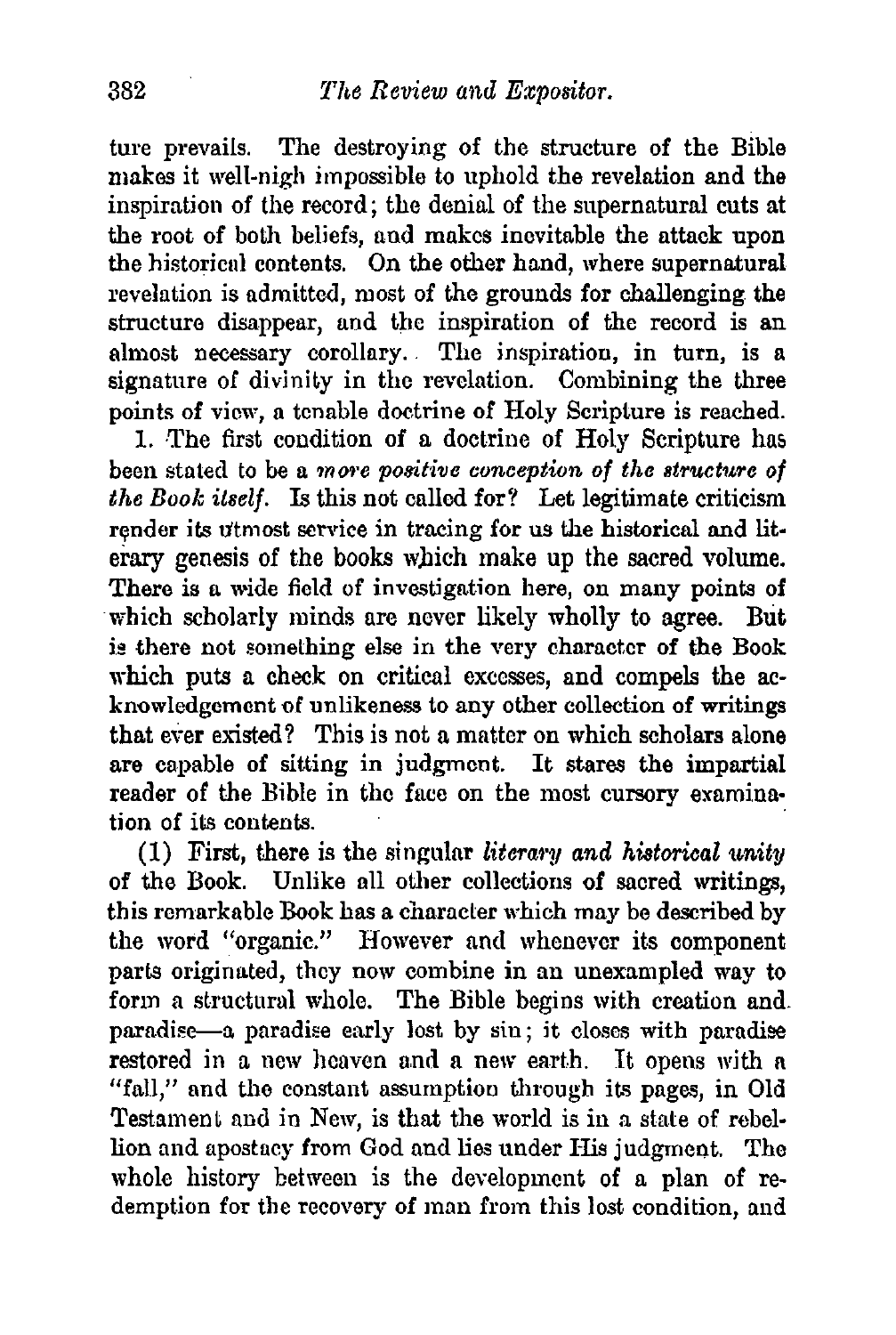ture prevails. The destroying of the structure of the Bible makes it well-nigh impossible to uphold the revelation and the inspiration of the record; the denial of the supernatural cuts at the root of both beliefs, and makes inevitable the attack upon the historical contents. On the other hand, where supernatural revelation is admitted, most of the grounds for challenging the structure disappear, and the inspiration of the record is an almost necessary corollary. The inspiration, in turn, is a signature of divinity in the revelation. Combining the three points of view, a tenable doctrine of Holy Scripture is reached.

1. The first condition of a doctrine of Holy Scripture has been stated to be a *more positive conception of the structure of the Book itself.* Is this not called for? Let legitimate criticism render its utmost service in tracing for us the historical and literary genesis of the books which make up the sacred volume. There is a wide field of investigation here, on many points of which scholarly minds are never likely wholly to agree. But is there not something else in the very character of the Book which puts a check on critical excesses, and compels the acknowledgement of unlikeness to any other collection of writings that ever existed? This is not a matter on which scholars alone are capable of sitting in judgment. It stares the impartial reader of the Bible in the face on the most cursory examination of its contents.

(1) First, there is the singular *literary and historical unity* of the Book. Unlike all other collections of sacred writings, this remarkable Book has a character which may be described by the word "organic." However and whenever its component parts originated, they now combine in an unexampled way to form a structural whole. The Bible begins with creation and paradise—a paradise early lost by sin; it closes with paradise restored in a new heaven and a new earth. It opens with a "fall," and the constant assumption through its pages, in Old Testament and in New, is that the world is in a state of rebellion and apostacy from God and lies under His judgment. The whole history between is the development of a plan of redemption for the recovery of man from this lost condition, and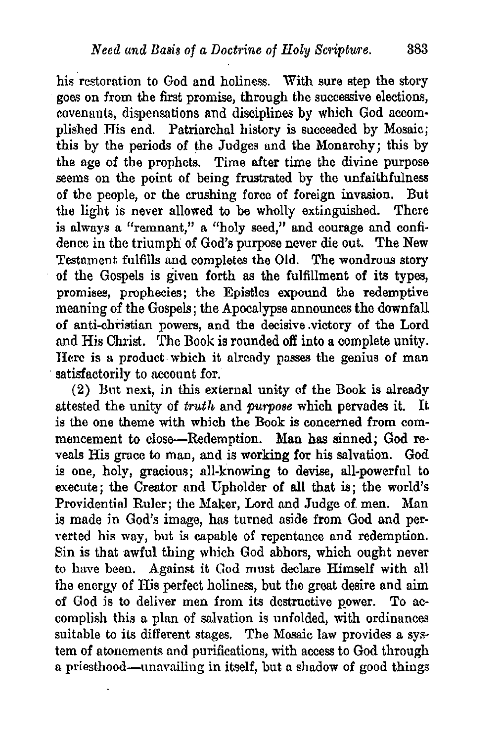his restoration to God and holiness. With sure step the story goes on from the first promise, through the successive elections, covenants, dispensations and disciplines by which God accomplished His end. Patriarchal history is succeeded by Mosaic; this by the periods of the Judges and the Monarchy; this by the age of the prophets. Time after time the divine purpose seems on the point of being frustrated by the unfaithfulness of the people, or the crushing force of foreign invasion. But the light is never allowed to be wholly extinguished. There is always a "remnant," a "holy seed," and courage and confidence in the triumph of God's purpose never die out. The New Testament fulfills and completes the Old. The wondrous story of the Gospels is given forth as the fulfillment of its types, promises, prophecies; the Epistles expound the redemptive meaning of the Gospels; the Apocalypse announces the downfall of anti-christian powers, and the decisive victory of the Lord and His Christ. The Book is rounded off into a complete unity. Here is a product which it already passes the genius of man satisfactorily to account for.

(2) But next, in this external unity of the Book is already attested the unity of *truth* and *purpose* which pervades it. It is the one theme with which the Book is concerned from commencement to close—Redemption. Man has sinned; God reveals His grace to man, and is working for his salvation. God is one, holy, gracious; all-knowing to devise, all-powerful to execute; the Creator and Upholder of all that is; the world's Providential Ruler; the Maker, Lord and Judge of men. Man is made in God's image, has turned aside from God and perverted his way, but is capable of repentance and redemption. Sin is that awful thing which God abhors, which ought never to have been. Against it God must declare Himself with all the energy of His perfect holiness, but the great desire and aim of God is to deliver men from its destructive power. To accomplish this a plan of salvation is unfolded, with ordinances suitable to its different stages. The Mosaic law provides a system of atonements and purifications, with access to God through a priesthood—unavailing in itself, but a shadow of good things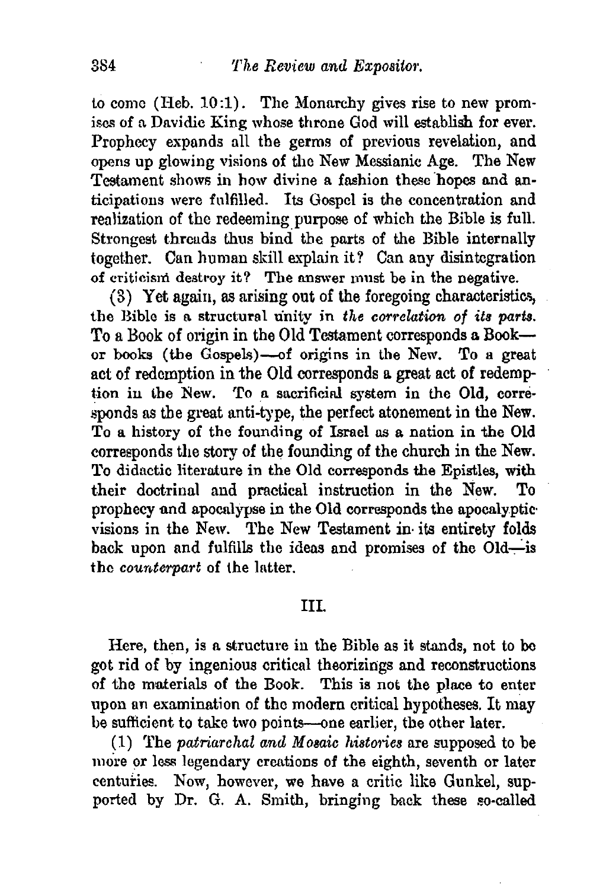to come (Heb. 10:1). The Monarchy gives rise to new promises of a Davidic King whose throne God will establish for ever. Prophecy expands all the germs of previous revelation, and opens up glowing visions of the New Messianic Age. The New Testament shows in how divine a fashion these hopes and anticipations were fulfilled. Its Gospel is the concentration and realization of the redeeming purpose of which the Bible is full. Strongest threads thus bind the parts of the Bible internally together. Can human skill explain it? Can any disintegration of criticism destroy it? The answer must be in the negative.

(3) Yet again, as arising out of the foregoing characteristics, the Bible is a structural unity in *the correlation of its parts.* To a Book of origin in the Old Testament corresponds a Book—or books (the Gospels)—of origins in the New. To a great act of redemption in the Old corresponds a great act of redemption in the New. To a sacrificial system in the Old, corresponds as the great anti-type, the perfect atonement in the New. To a history of the founding of Israel as a nation in the Old corresponds the story of the founding of the church in the New. To didactic literature in the Old corresponds the Epistles, with their doctrinal and practical instruction in the New. To prophecy and apocalypse in the Old corresponds the apocalyptic visions in the New. The New Testament in its entirety folds back upon and fulfills the ideas and promises of the Old—is the *counterpart* of the latter.

## III.

Here, then, is a structure in the Bible as it stands, not to be got rid of by ingenious critical theorizings and reconstructions of the materials of the Book. This is not the place to enter upon an examination of the modern critical hypotheses. It may be sufficient to take two points—one earlier, the other later.

(1) The *patriarchal and Mosaic histories* are supposed to be more or less legendary creations of the eighth, seventh or later centuries. Now, however, we have a critic like Gunkel, supported by Dr. G. A. Smith, bringing back these so-called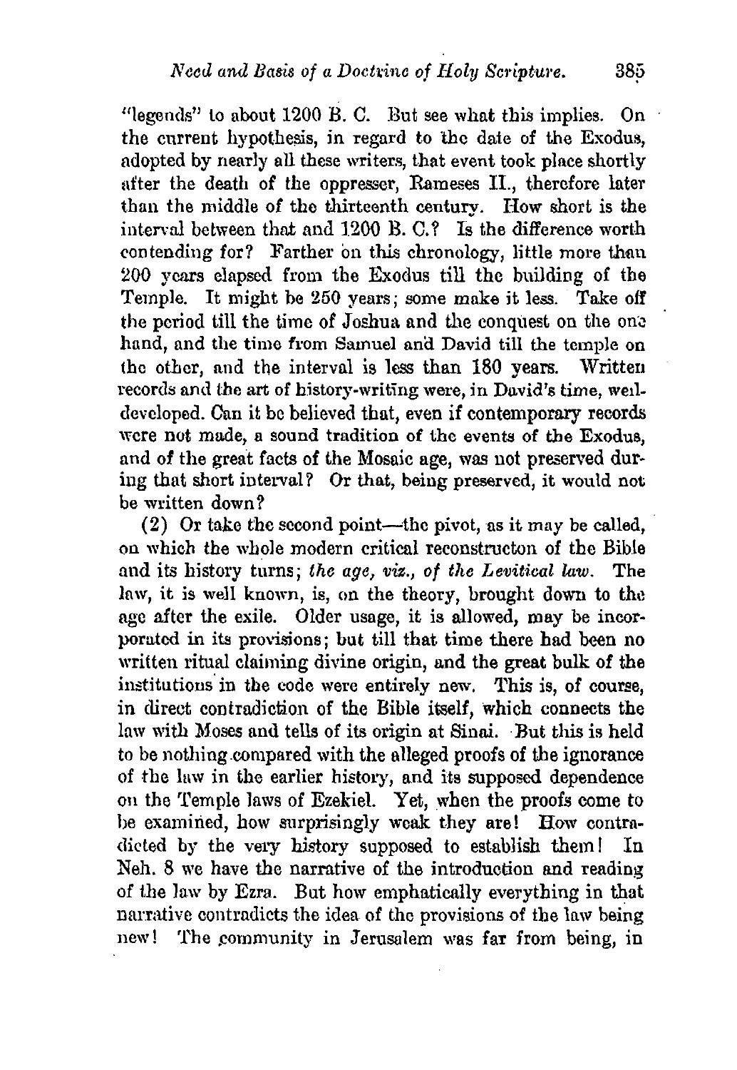"legends" to about 1200 B. C. But see what this implies. On the current hypothesis, in regard to the date of the Exodus, adopted by nearly all these writers, that event took place shortly after the death of the oppresser, Rameses II., therefore later than the middle of the thirteenth century. How short is the interval between that and 1200 B. C.? Is the difference worth contending for? Farther on this chronology, little more than 200 years elapsed from the Exodus till the building of the Temple. It might be 250 years; some make it less. Take off the period till the time of Joshua and the conquest on the one hand, and the time from Samuel and David till the temple on the other, and the interval is less than 180 years. Written records and the art of history-writing were, in David's time, well-developed. Can it be believed that, even if contemporary records were not made, a sound tradition of the events of the Exodus, and of the great facts of the Mosaic age, was not preserved during that short interval? Or that, being preserved, it would not be written down?

(2) Or take the second point—the pivot, as it may be called, on which the whole modern critical reconstructon of the Bible and its history turns; *the age, viz., of the Levitical law.* The law, it is well known, is, on the theory, brought down to the age after the exile. Older usage, it is allowed, may be incorporated in its provisions; but till that time there had been no written ritual claiming divine origin, and the great bulk of the institutions in the code were entirely new. This is, of course, in direct contradiction of the Bible itself, which connects the law with Moses and tells of its origin at Sinai. But this is held to be nothing compared with the alleged proofs of the ignorance of the law in the earlier history, and its supposed dependence on the Temple laws of Ezekiel. Yet, when the proofs come to be examined, how surprisingly weak they are! How contradicted by the very history supposed to establish them! In Neh. 8 we have the narrative of the introduction and reading of the law by Ezra. But how emphatically everything in that narrative contradicts the idea of the provisions of the law being new! The community in Jerusalem was far from being, in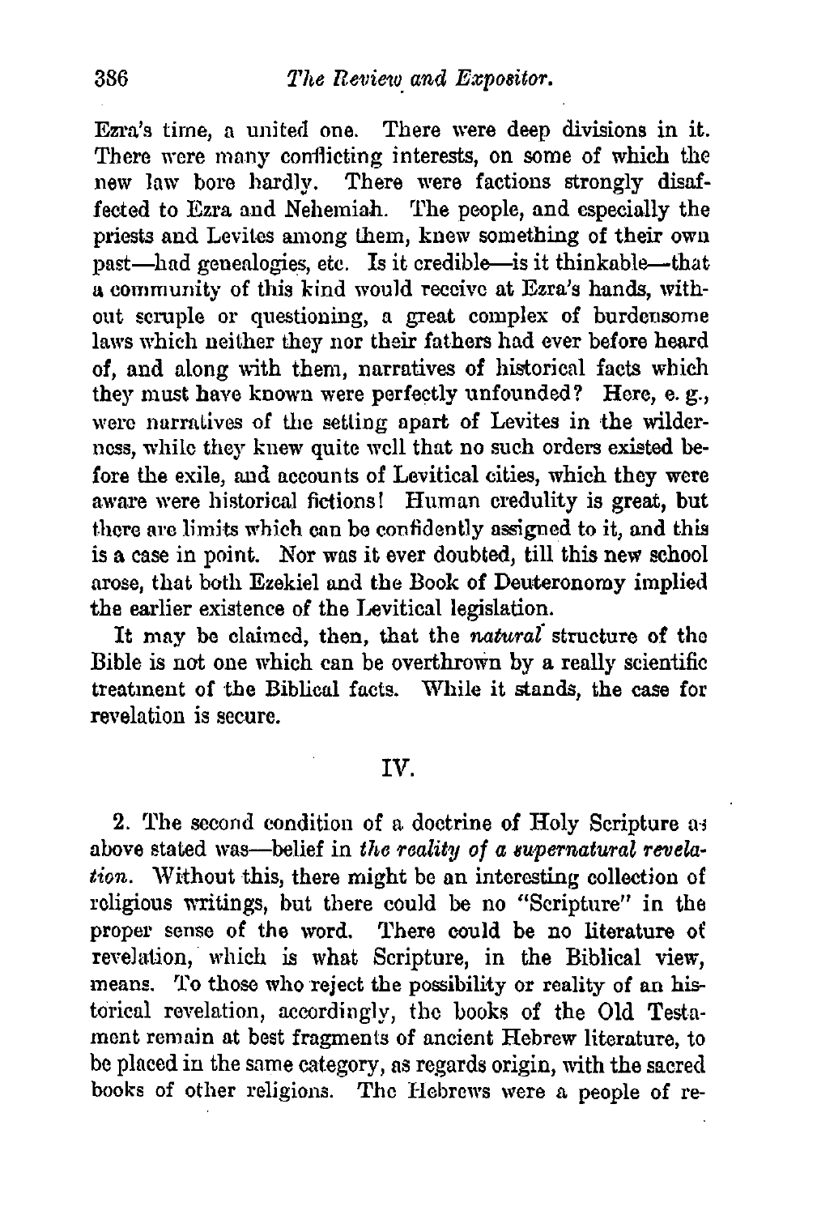Ezra's time, a united one. There were deep divisions in it. There were many conflicting interests, on some of which the new law bore hardly. There were factions strongly disaffected to Ezra and Nehemiah. The people, and especially the priests and Levites among them, knew something of their own past—had genealogies, etc. Is it credible—is it thinkable—that a community of this kind would receive at Ezra's hands, without scruple or questioning, a great complex of burdensome laws which neither they nor their fathers had ever before heard of, and along with them, narratives of historical facts which they must have known were perfectly unfounded? Here, e. g., were narratives of the setting apart of Levites in the wilderness, while they knew quite well that no such orders existed before the exile, and accounts of Levitical cities, which they were aware were historical fictions! Human credulity is great, but there are limits which can be confidently assigned to it, and this is a case in point. Nor was it ever doubted, till this new school arose, that both Ezekiel and the Book of Deuteronomy implied the earlier existence of the Levitical legislation.

It may be claimed, then, that the *natural* structure of the Bible is not one which can be overthrown by a really scientific treatment of the Biblical facts. While it stands, the case for revelation is secure.

## IV.

2. The second condition of a doctrine of Holy Scripture as above stated was—belief in *the reality of a supernatural revelation*. Without this, there might be an interesting collection of religious writings, but there could be no "Scripture" in the proper sense of the word. There could be no literature of revelation, which is what Scripture, in the Biblical view, means. To those who reject the possibility or reality of an historical revelation, accordingly, the books of the Old Testament remain at best fragments of ancient Hebrew literature, to be placed in the same category, as regards origin, with the sacred books of other religions. The Hebrews were a people of re-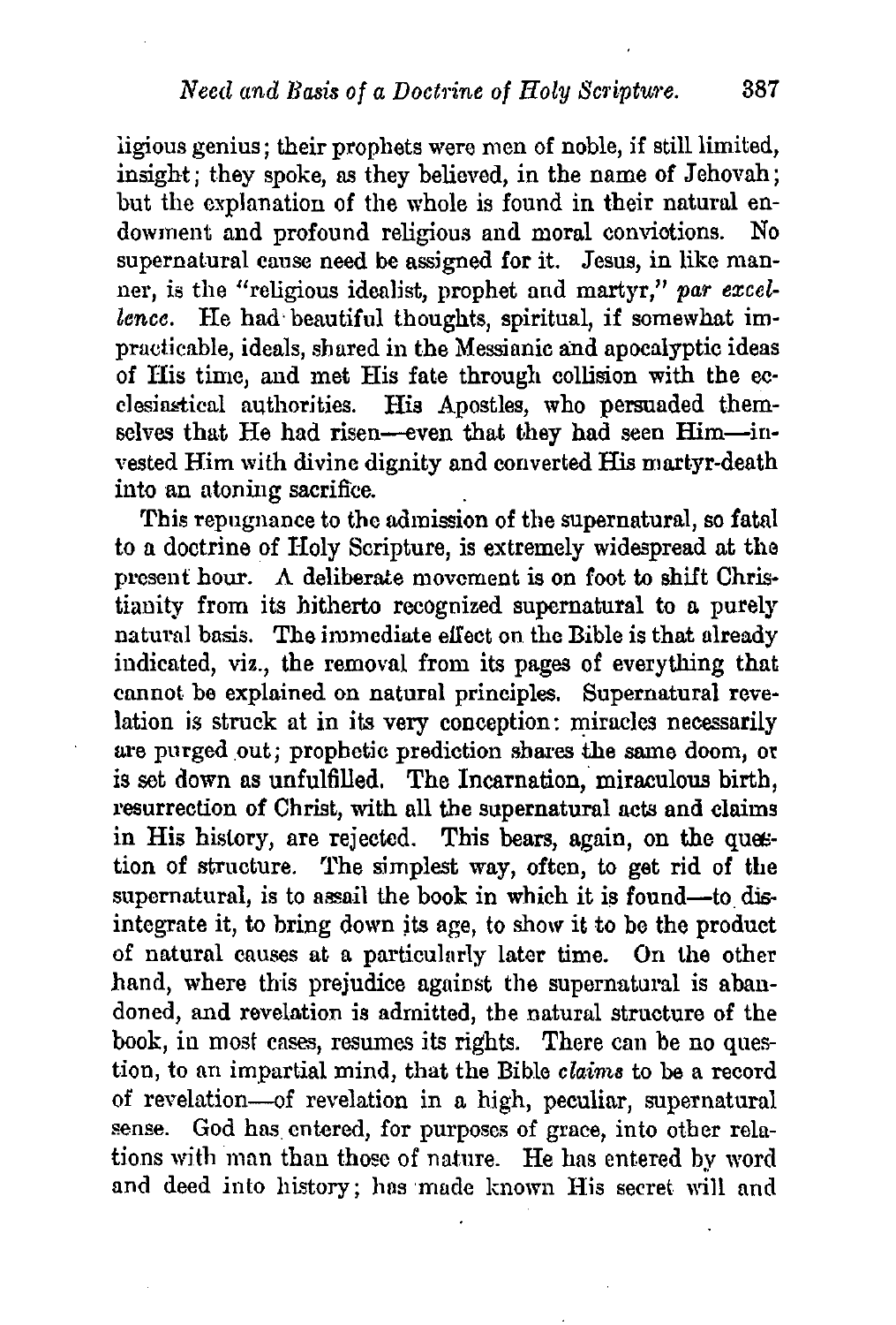ligious genius; their prophets were men of noble, if still limited, insight; they spoke, as they believed, in the name of Jehovah; but the explanation of the whole is found in their natural endowment and profound religious and moral convictions. No supernatural cause need be assigned for it. Jesus, in like manner, is the "religious idealist, prophet and martyr," *par excellence*. He had beautiful thoughts, spiritual, if somewhat impracticable, ideals, shared in the Messianic and apocalyptic ideas of His time, and met His fate through collision with the ecclesiastical authorities. His Apostles, who persuaded themselves that He had risen—even that they had seen Him—invested Him with divine dignity and converted His martyr-death into an atoning sacrifice.

This repugnance to the admission of the supernatural, so fatal to a doctrine of Holy Scripture, is extremely widespread at the present hour. A deliberate movement is on foot to shift Christianity from its hitherto recognized supernatural to a purely natural basis. The immediate effect on the Bible is that already indicated, viz., the removal from its pages of everything that cannot be explained on natural principles. Supernatural revelation is struck at in its very conception: miracles necessarily are purged out; prophetic prediction shares the same doom, or is set down as unfulfilled. The Incarnation, miraculous birth, resurrection of Christ, with all the supernatural acts and claims in His history, are rejected. This bears, again, on the question of structure. The simplest way, often, to get rid of the supernatural, is to assail the book in which it is found—to disintegrate it, to bring down its age, to show it to be the product of natural causes at a particularly later time. On the other hand, where this prejudice against the supernatural is abandoned, and revelation is admitted, the natural structure of the book, in most cases, resumes its rights. There can be no question, to an impartial mind, that the Bible *claims* to be a record of revelation—of revelation in a high, peculiar, supernatural sense. God has entered, for purposes of grace, into other relations with man than those of nature. He has entered by word and deed into history; has made known His secret will and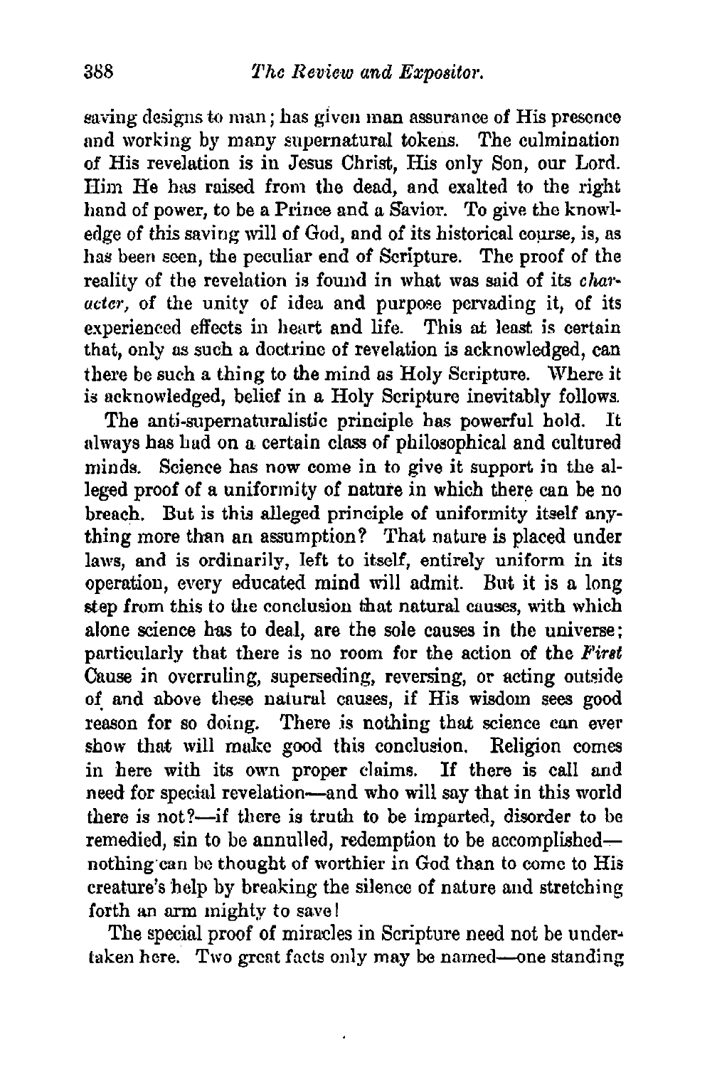saving designs to man; has given man assurance of His presence and working by many supernatural tokens. The culmination of His revelation is in Jesus Christ, His only Son, our Lord. Him He has raised from the dead, and exalted to the right hand of power, to be a Prince and a Savior. To give the knowledge of this saving will of God, and of its historical course, is, as has been seen, the peculiar end of Scripture. The proof of the reality of the revelation is found in what was said of its *character*, of the unity of idea and purpose pervading it, of its experienced effects in heart and life. This at least is certain that, only as such a doctrine of revelation is acknowledged, can there be such a thing to the mind as Holy Scripture. Where it is acknowledged, belief in a Holy Scripture inevitably follows.

The anti-supernaturalistic principle has powerful hold. It always has had on a certain class of philosophical and cultured minds. Science has now come in to give it support in the alleged proof of a uniformity of nature in which there can be no breach. But is this alleged principle of uniformity itself anything more than an assumption? That nature is placed under laws, and is ordinarily, left to itself, entirely uniform in its operation, every educated mind will admit. But it is a long step from this to the conclusion that natural causes, with which alone science has to deal, are the sole causes in the universe; particularly that there is no room for the action of the *First* Cause in overruling, superseding, reversing, or acting outside of and above these natural causes, if His wisdom sees good reason for so doing. There is nothing that science can ever show that will make good this conclusion. Religion comes in here with its own proper claims. If there is call and need for special revelation—and who will say that in this world there is not?—if there is truth to be imparted, disorder to be remedied, sin to be annulled, redemption to be accomplished—nothing can be thought of worthier in God than to come to His creature's help by breaking the silence of nature and stretching forth an arm mighty to save!

The special proof of miracles in Scripture need not be undertaken here. Two great facts only may be named—one standing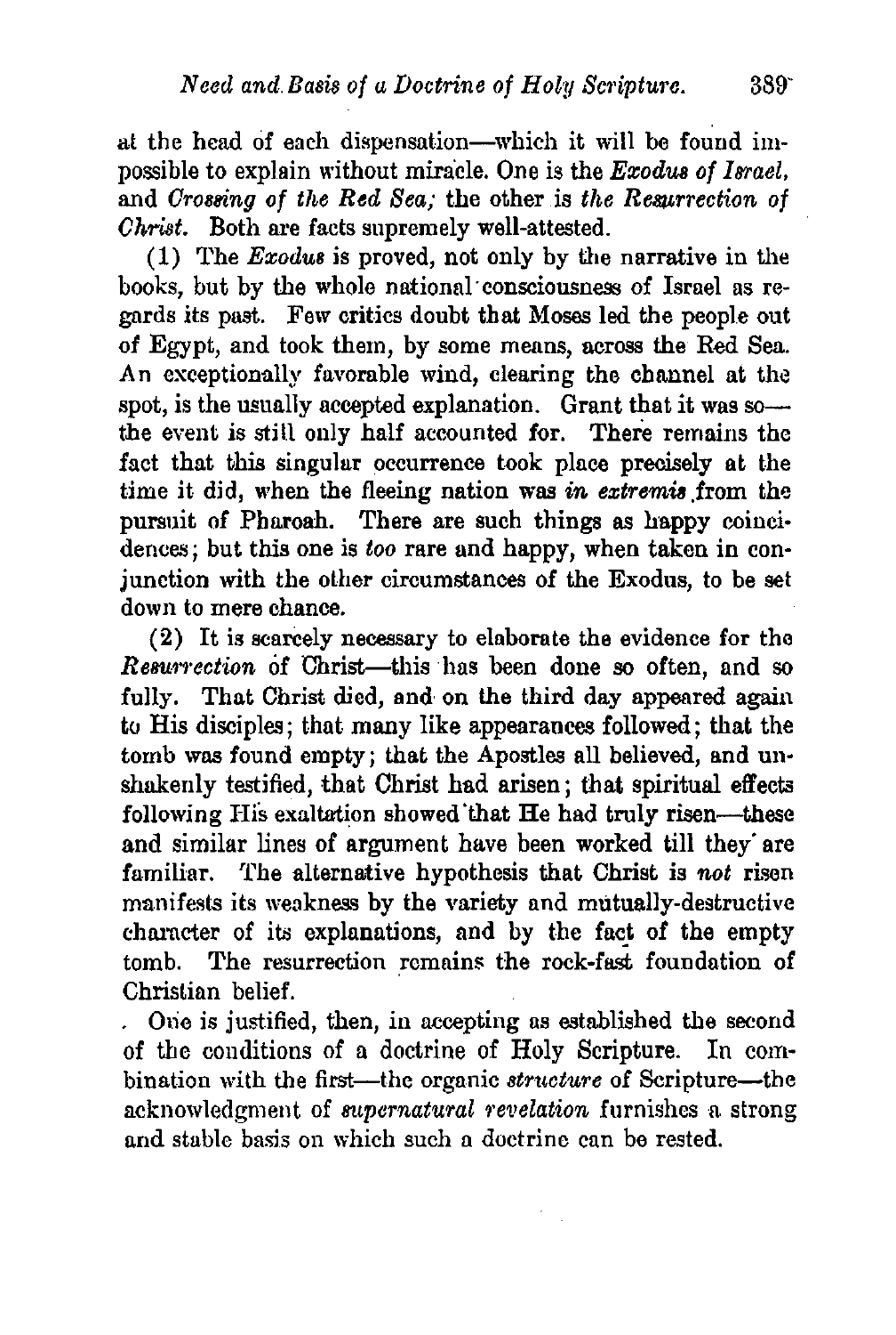at the head of each dispensation—which it will be found impossible to explain without miracle. One is the *Exodus of Israel*, and *Crossing of the Red Sea;* the other is *the Resurrection of Christ*. Both are facts supremely well-attested.

(1) The *Exodus* is proved, not only by the narrative in the books, but by the whole national consciousness of Israel as regards its past. Few critics doubt that Moses led the people out of Egypt, and took them, by some means, across the Red Sea. An exceptionally favorable wind, clearing the channel at the spot, is the usually accepted explanation. Grant that it was so—the event is still only half accounted for. There remains the fact that this singular occurrence took place precisely at the time it did, when the fleeing nation was *in extremis* from the pursuit of Pharoah. There are such things as happy coincidences; but this one is *too* rare and happy, when taken in conjunction with the other circumstances of the Exodus, to be set down to mere chance.

(2) It is scarcely necessary to elaborate the evidence for the *Resurrection* of Christ—this has been done so often, and so fully. That Christ died, and on the third day appeared again to His disciples; that many like appearances followed; that the tomb was found empty; that the Apostles all believed, and unshakenly testified, that Christ had arisen; that spiritual effects following His exaltation showed that He had truly risen—these and similar lines of argument have been worked till they are familiar. The alternative hypothesis that Christ is *not* risen manifests its weakness by the variety and mutually-destructive character of its explanations, and by the fact of the empty tomb. The resurrection remains the rock-fast foundation of Christian belief.

One is justified, then, in accepting as established the second of the conditions of a doctrine of Holy Scripture. In combination with the first—the organic *structure* of Scripture—the acknowledgment of *supernatural revelation* furnishes a strong and stable basis on which such a doctrine can be rested.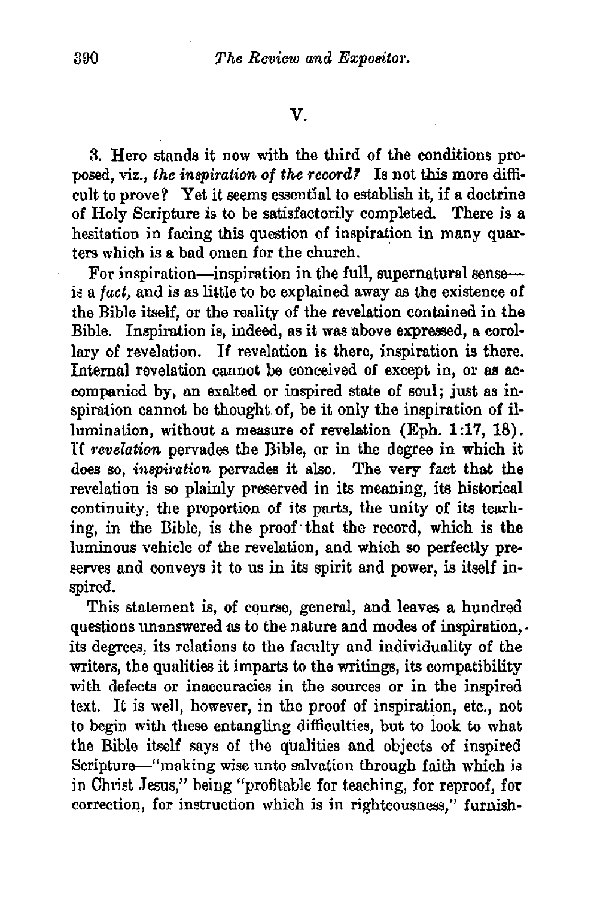## V.

3. Hero stands it now with the third of the conditions proposed, viz., *the inspiration of the record?* Is not this more difficult to prove? Yet it seems essential to establish it, if a doctrine of Holy Scripture is to be satisfactorily completed. There is a hesitation in facing this question of inspiration in many quarters which is a bad omen for the church.

For inspiration—inspiration in the full, supernatural sense—is a *fact*, and is as little to be explained away as the existence of the Bible itself, or the reality of the revelation contained in the Bible. Inspiration is, indeed, as it was above expressed, a corollary of revelation. If revelation is there, inspiration is there. Internal revelation cannot be conceived of except in, or as accompanied by, an exalted or inspired state of soul; just as inspiration cannot be thought of, be it only the inspiration of illumination, without a measure of revelation (Eph. 1:17, 18). If *revelation* pervades the Bible, or in the degree in which it does so, *inspiration* pervades it also. The very fact that the revelation is so plainly preserved in its meaning, its historical continuity, the proportion of its parts, the unity of its teaching, in the Bible, is the proof that the record, which is the luminous vehicle of the revelation, and which so perfectly preserves and conveys it to us in its spirit and power, is itself inspired.

This statement is, of course, general, and leaves a hundred questions unanswered as to the nature and modes of inspiration, its degrees, its relations to the faculty and individuality of the writers, the qualities it imparts to the writings, its compatibility with defects or inaccuracies in the sources or in the inspired text. It is well, however, in the proof of inspiration, etc., not to begin with these entangling difficulties, but to look to what the Bible itself says of the qualities and objects of inspired Scripture—"making wise unto salvation through faith which is in Christ Jesus," being "profitable for teaching, for reproof, for correction, for instruction which is in righteousness," furnish-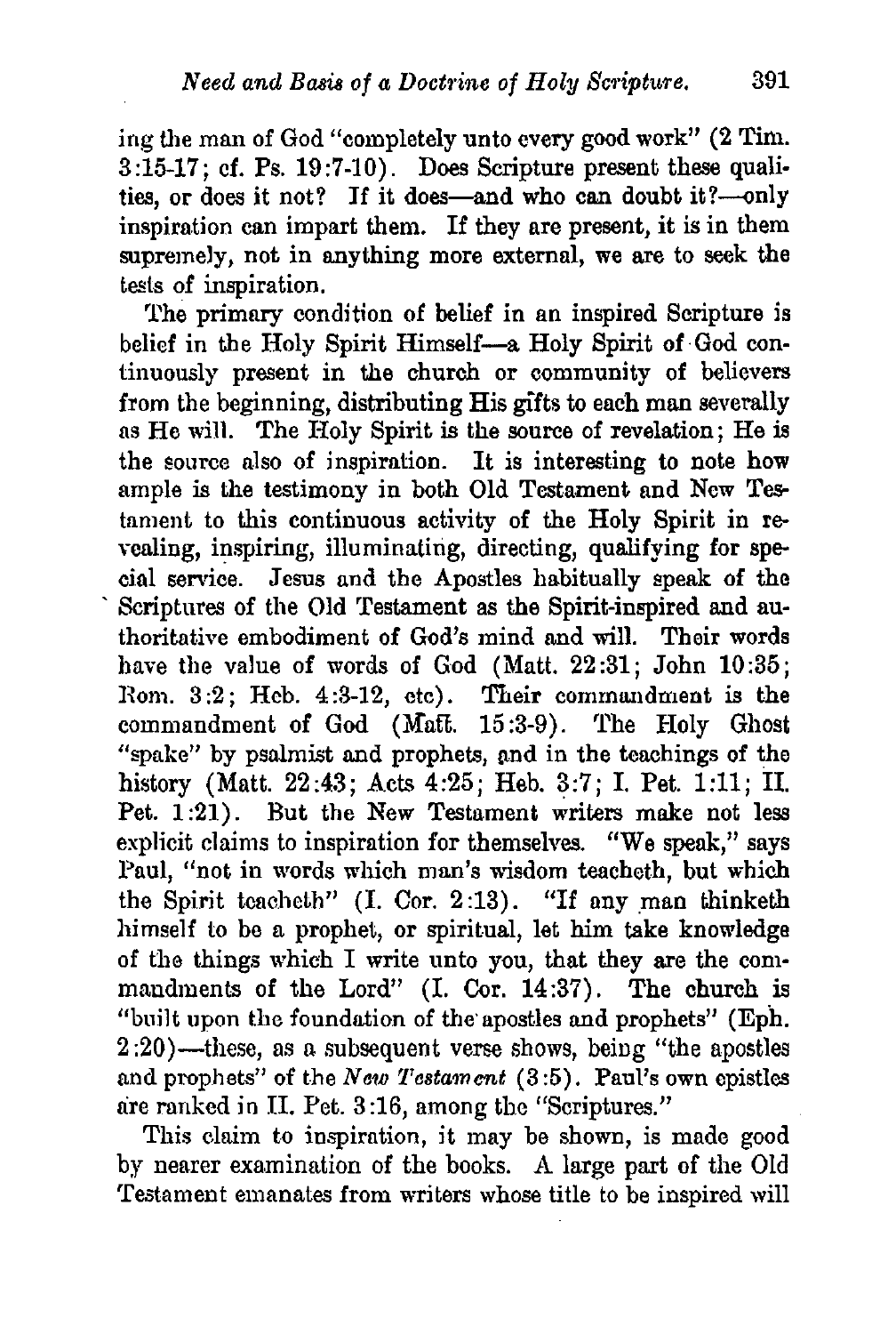ing the man of God "completely unto every good work" (2 Tim. 3:15-17; cf. Ps. 19:7-10). Does Scripture present these qualities, or does it not? If it does—and who can doubt it?—only inspiration can impart them. If they are present, it is in them supremely, not in anything more external, we are to seek the tests of inspiration.

The primary condition of belief in an inspired Scripture is belief in the Holy Spirit Himself—a Holy Spirit of God continuously present in the church or community of believers from the beginning, distributing His gifts to each man severally as He will. The Holy Spirit is the source of revelation; He is the source also of inspiration. It is interesting to note how ample is the testimony in both Old Testament and New Testament to this continuous activity of the Holy Spirit in revealing, inspiring, illuminating, directing, qualifying for special service. Jesus and the Apostles habitually speak of the Scriptures of the Old Testament as the Spirit-inspired and authoritative embodiment of God's mind and will. Their words have the value of words of God (Matt. 22:31; John 10:35; Rom. 3:2; Heb. 4:3-12, etc). Their commandment is the commandment of God (Matt. 15:3-9). The Holy Ghost "spake" by psalmist and prophets, and in the teachings of the history (Matt. 22:43; Acts 4:25; Heb. 3:7; I. Pet. 1:11; II. Pet. 1:21). But the New Testament writers make not less explicit claims to inspiration for themselves. "We speak," says Paul, "not in words which man's wisdom teacheth, but which the Spirit teacheth" (I. Cor. 2:13). "If any man thinketh himself to be a prophet, or spiritual, let him take knowledge of the things which I write unto you, that they are the commandments of the Lord" (I. Cor. 14:37). The church is "built upon the foundation of the apostles and prophets" (Eph. 2:20)—these, as a subsequent verse shows, being "the apostles and prophets" of the *New Testament* (3:5). Paul's own epistles are ranked in II. Pet. 3:16, among the "Scriptures."

This claim to inspiration, it may be shown, is made good by nearer examination of the books. A large part of the Old Testament emanates from writers whose title to be inspired will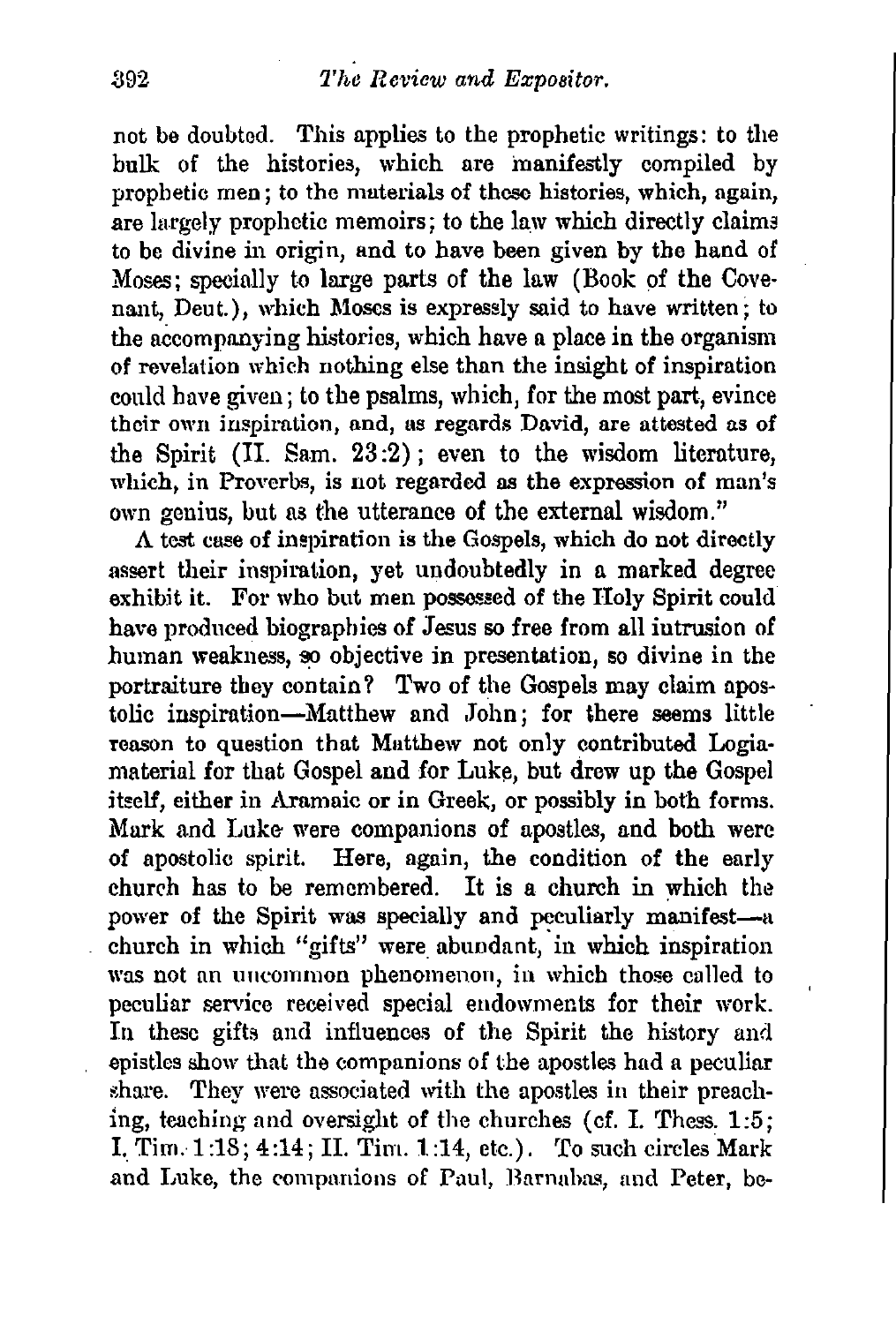not be doubted. This applies to the prophetic writings: to the bulk of the histories, which are manifestly compiled by prophetic men; to the materials of these histories, which, again, are largely prophetic memoirs; to the law which directly claims to be divine in origin, and to have been given by the hand of Moses; specially to large parts of the law (Book of the Covenant, Deut.), which Moses is expressly said to have written; to the accompanying histories, which have a place in the organism of revelation which nothing else than the insight of inspiration could have given; to the psalms, which, for the most part, evince their own inspiration, and, as regards David, are attested as of the Spirit (II. Sam. 23:2); even to the wisdom literature, which, in Proverbs, is not regarded as the expression of man's own genius, but as the utterance of the external wisdom."

A test case of inspiration is the Gospels, which do not directly assert their inspiration, yet undoubtedly in a marked degree exhibit it. For who but men possessed of the Holy Spirit could have produced biographies of Jesus so free from all intrusion of human weakness, so objective in presentation, so divine in the portraiture they contain? Two of the Gospels may claim apostolic inspiration—Matthew and John; for there seems little reason to question that Matthew not only contributed Logia-material for that Gospel and for Luke, but drew up the Gospel itself, either in Aramaic or in Greek, or possibly in both forms. Mark and Luke were companions of apostles, and both were of apostolic spirit. Here, again, the condition of the early church has to be remembered. It is a church in which the power of the Spirit was specially and peculiarly manifest—a church in which "gifts" were abundant, in which inspiration was not an uncommon phenomenon, in which those called to peculiar service received special endowments for their work. In these gifts and influences of the Spirit the history and epistles show that the companions of the apostles had a peculiar share. They were associated with the apostles in their preaching, teaching and oversight of the churches (cf. I. Thess. 1:5; I. Tim. 1:18; 4:14; II. Tim. 1:14, etc.). To such circles Mark and Luke, the companions of Paul, Barnabas, and Peter, be-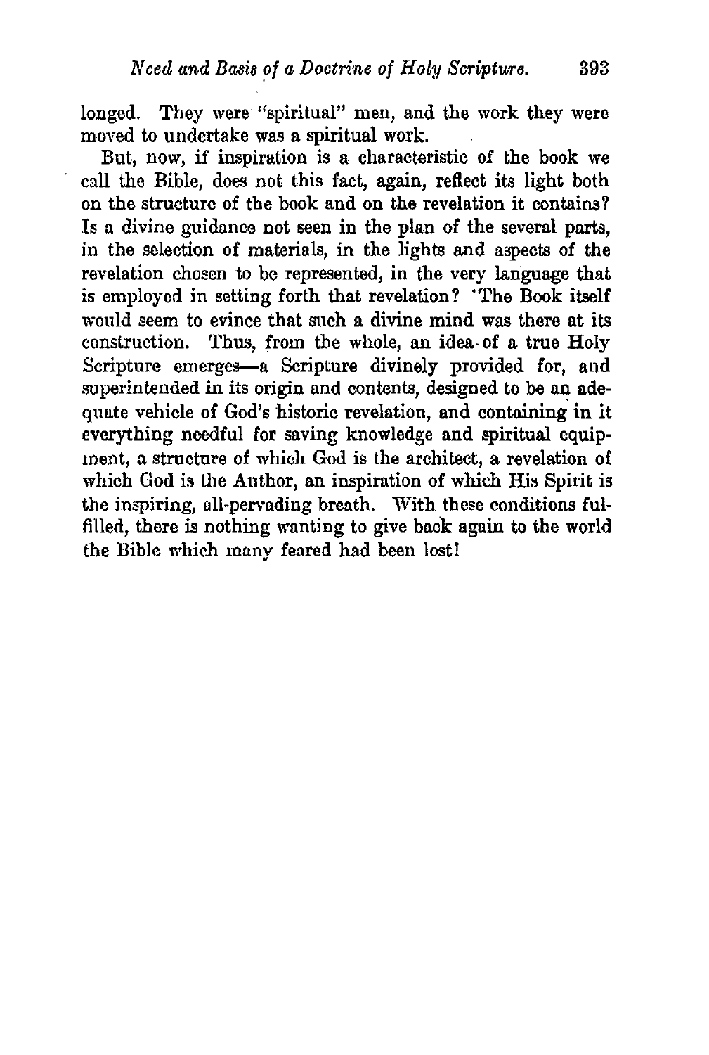longed. They were "spiritual" men, and the work they were moved to undertake was a spiritual work.

But, now, if inspiration is a characteristic of the book we call the Bible, does not this fact, again, reflect its light both on the structure of the book and on the revelation it contains? Is a divine guidance not seen in the plan of the several parts, in the selection of materials, in the lights and aspects of the revelation chosen to be represented, in the very language that is employed in setting forth that revelation? The Book itself would seem to evince that such a divine mind was there at its construction. Thus, from the whole, an idea of a true Holy Scripture emerges—a Scripture divinely provided for, and superintended in its origin and contents, designed to be an adequate vehicle of God's historic revelation, and containing in it everything needful for saving knowledge and spiritual equipment, a structure of which God is the architect, a revelation of which God is the Author, an inspiration of which His Spirit is the inspiring, all-pervading breath. With these conditions fulfilled, there is nothing wanting to give back again to the world the Bible which many feared had been lost!